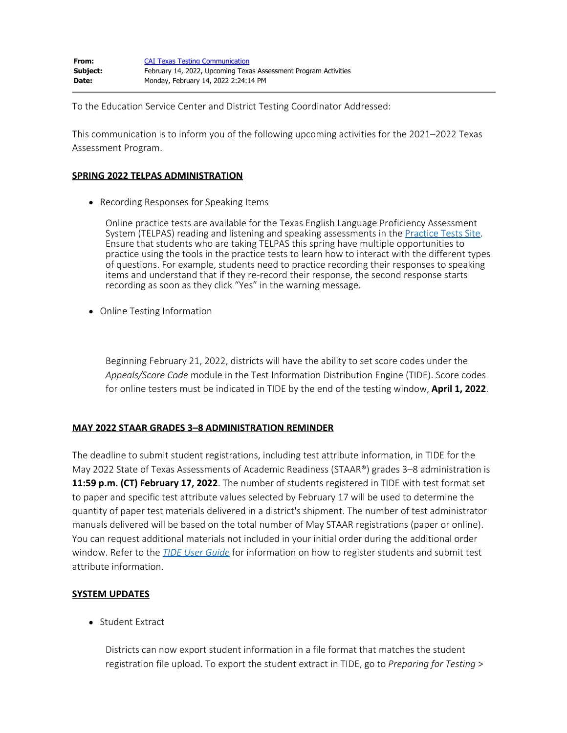**From:** [CAI Texas Testing Communication]()
**Subject:** February 14, 2022, Upcoming Texas Assessment Program Activities
**Date:** Monday, February 14, 2022 2:24:14 PM

---

To the Education Service Center and District Testing Coordinator Addressed:

This communication is to inform you of the following upcoming activities for the 2021–2022 Texas Assessment Program.

## SPRING 2022 TELPAS ADMINISTRATION

- Recording Responses for Speaking Items

  Online practice tests are available for the Texas English Language Proficiency Assessment System (TELPAS) reading and listening and speaking assessments in the [Practice Tests Site](). Ensure that students who are taking TELPAS this spring have multiple opportunities to practice using the tools in the practice tests to learn how to interact with the different types of questions. For example, students need to practice recording their responses to speaking items and understand that if they re-record their response, the second response starts recording as soon as they click "Yes" in the warning message.

- Online Testing Information

  Beginning February 21, 2022, districts will have the ability to set score codes under the *Appeals/Score Code* module in the Test Information Distribution Engine (TIDE). Score codes for online testers must be indicated in TIDE by the end of the testing window, **April 1, 2022**.

## MAY 2022 STAAR GRADES 3–8 ADMINISTRATION REMINDER

The deadline to submit student registrations, including test attribute information, in TIDE for the May 2022 State of Texas Assessments of Academic Readiness (STAAR®) grades 3–8 administration is **11:59 p.m. (CT) February 17, 2022**. The number of students registered in TIDE with test format set to paper and specific test attribute values selected by February 17 will be used to determine the quantity of paper test materials delivered in a district's shipment. The number of test administrator manuals delivered will be based on the total number of May STAAR registrations (paper or online). You can request additional materials not included in your initial order during the additional order window. Refer to the [*TIDE User Guide*]() for information on how to register students and submit test attribute information.

## SYSTEM UPDATES

- Student Extract

  Districts can now export student information in a file format that matches the student registration file upload. To export the student extract in TIDE, go to *Preparing for Testing* >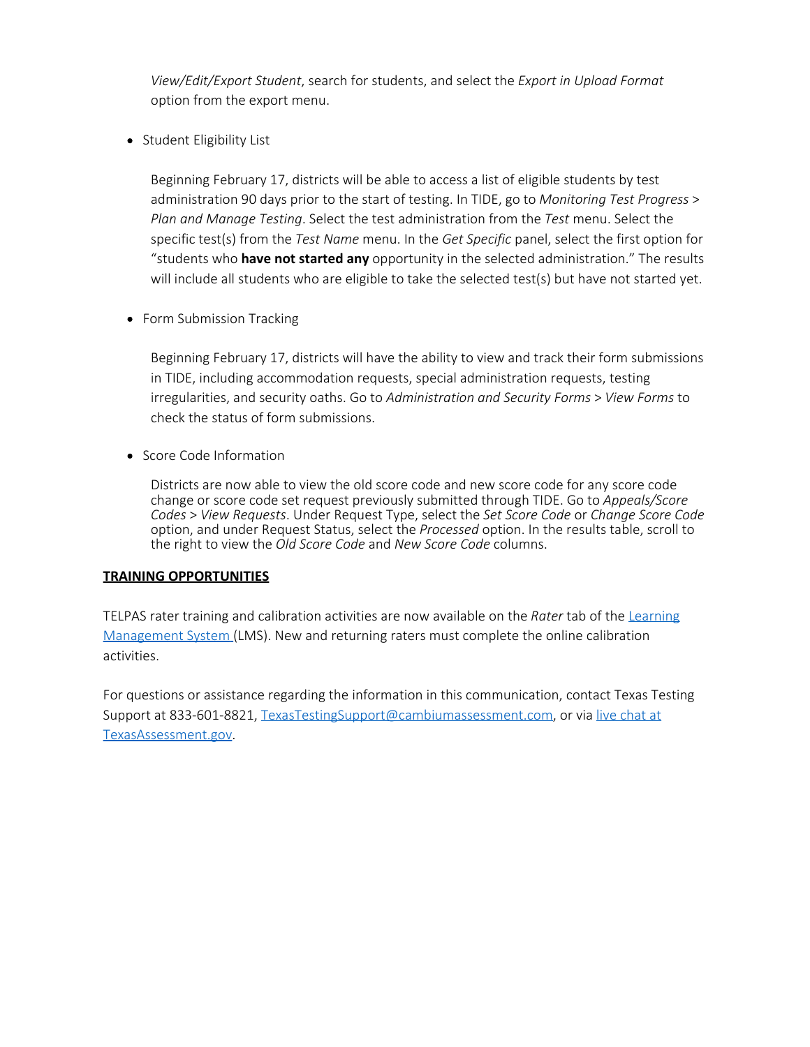*View/Edit/Export Student*, search for students, and select the *Export in Upload Format* option from the export menu.

- Student Eligibility List

  Beginning February 17, districts will be able to access a list of eligible students by test administration 90 days prior to the start of testing. In TIDE, go to *Monitoring Test Progress* > *Plan and Manage Testing*. Select the test administration from the *Test* menu. Select the specific test(s) from the *Test Name* menu. In the *Get Specific* panel, select the first option for "students who **have not started any** opportunity in the selected administration." The results will include all students who are eligible to take the selected test(s) but have not started yet.

- Form Submission Tracking

  Beginning February 17, districts will have the ability to view and track their form submissions in TIDE, including accommodation requests, special administration requests, testing irregularities, and security oaths. Go to *Administration and Security Forms* > *View Forms* to check the status of form submissions.

- Score Code Information

  Districts are now able to view the old score code and new score code for any score code change or score code set request previously submitted through TIDE. Go to *Appeals/Score Codes* > *View Requests*. Under Request Type, select the *Set Score Code* or *Change Score Code* option, and under Request Status, select the *Processed* option. In the results table, scroll to the right to view the *Old Score Code* and *New Score Code* columns.

**TRAINING OPPORTUNITIES**

TELPAS rater training and calibration activities are now available on the *Rater* tab of the Learning Management System (LMS). New and returning raters must complete the online calibration activities.

For questions or assistance regarding the information in this communication, contact Texas Testing Support at 833-601-8821, TexasTestingSupport@cambiumassessment.com, or via live chat at TexasAssessment.gov.